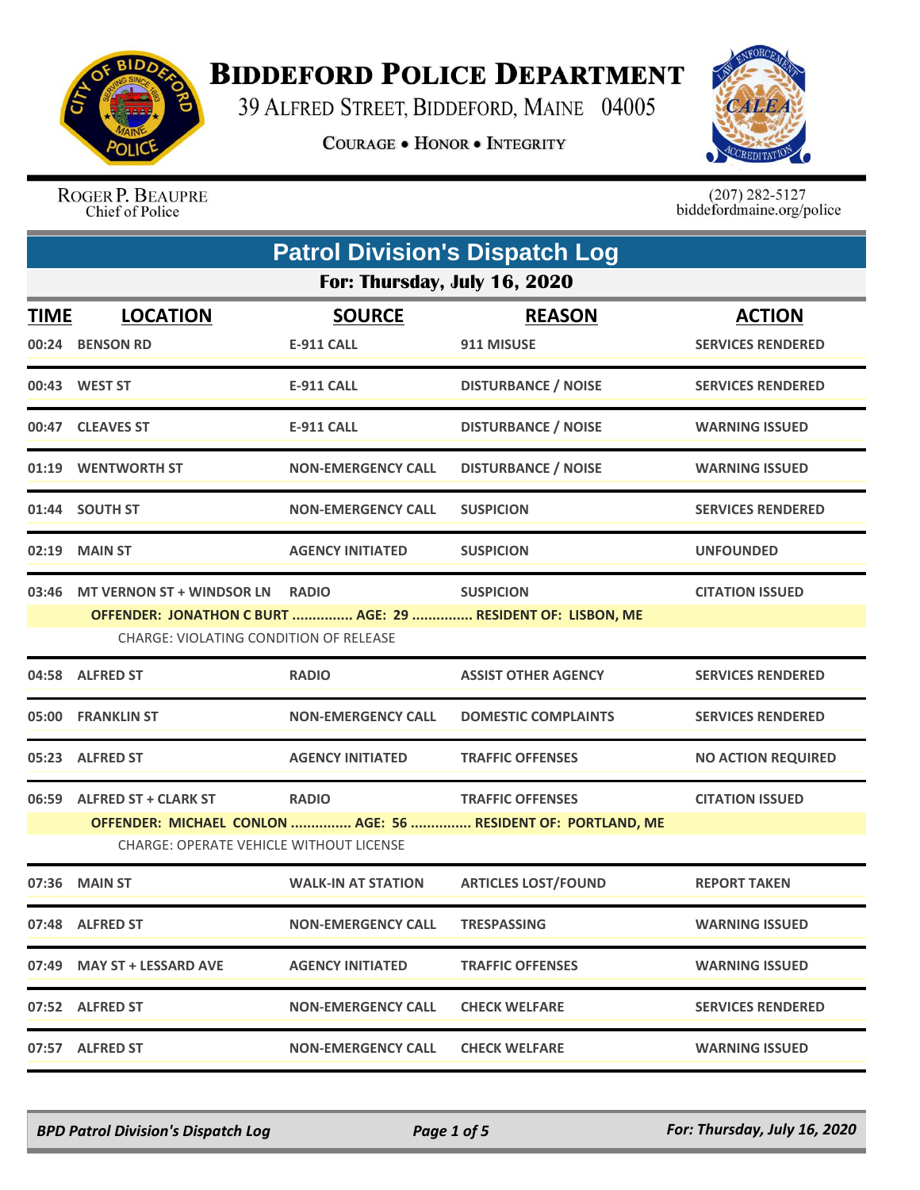# Biddeford Police Department

39 Alfred Street, Biddeford, Maine 04005

Courage • Honor • Integrity

Roger P. Beaupre
Chief of Police

(207) 282-5127
biddefordmaine.org/police

## Patrol Division's Dispatch Log

### For: Thursday, July 16, 2020

| TIME | LOCATION | SOURCE | REASON | ACTION |
|---|---|---|---|---|
| 00:24 | BENSON RD | E-911 CALL | 911 MISUSE | SERVICES RENDERED |
| 00:43 | WEST ST | E-911 CALL | DISTURBANCE / NOISE | SERVICES RENDERED |
| 00:47 | CLEAVES ST | E-911 CALL | DISTURBANCE / NOISE | WARNING ISSUED |
| 01:19 | WENTWORTH ST | NON-EMERGENCY CALL | DISTURBANCE / NOISE | WARNING ISSUED |
| 01:44 | SOUTH ST | NON-EMERGENCY CALL | SUSPICION | SERVICES RENDERED |
| 02:19 | MAIN ST | AGENCY INITIATED | SUSPICION | UNFOUNDED |
| 03:46 | MT VERNON ST + WINDSOR LN | RADIO | SUSPICION | CITATION ISSUED |
| | OFFENDER: JONATHON C BURT ............... AGE: 29 ............... RESIDENT OF: LISBON, ME | | | |
| | CHARGE: VIOLATING CONDITION OF RELEASE | | | |
| 04:58 | ALFRED ST | RADIO | ASSIST OTHER AGENCY | SERVICES RENDERED |
| 05:00 | FRANKLIN ST | NON-EMERGENCY CALL | DOMESTIC COMPLAINTS | SERVICES RENDERED |
| 05:23 | ALFRED ST | AGENCY INITIATED | TRAFFIC OFFENSES | NO ACTION REQUIRED |
| 06:59 | ALFRED ST + CLARK ST | RADIO | TRAFFIC OFFENSES | CITATION ISSUED |
| | OFFENDER: MICHAEL CONLON ............... AGE: 56 ............... RESIDENT OF: PORTLAND, ME | | | |
| | CHARGE: OPERATE VEHICLE WITHOUT LICENSE | | | |
| 07:36 | MAIN ST | WALK-IN AT STATION | ARTICLES LOST/FOUND | REPORT TAKEN |
| 07:48 | ALFRED ST | NON-EMERGENCY CALL | TRESPASSING | WARNING ISSUED |
| 07:49 | MAY ST + LESSARD AVE | AGENCY INITIATED | TRAFFIC OFFENSES | WARNING ISSUED |
| 07:52 | ALFRED ST | NON-EMERGENCY CALL | CHECK WELFARE | SERVICES RENDERED |
| 07:57 | ALFRED ST | NON-EMERGENCY CALL | CHECK WELFARE | WARNING ISSUED |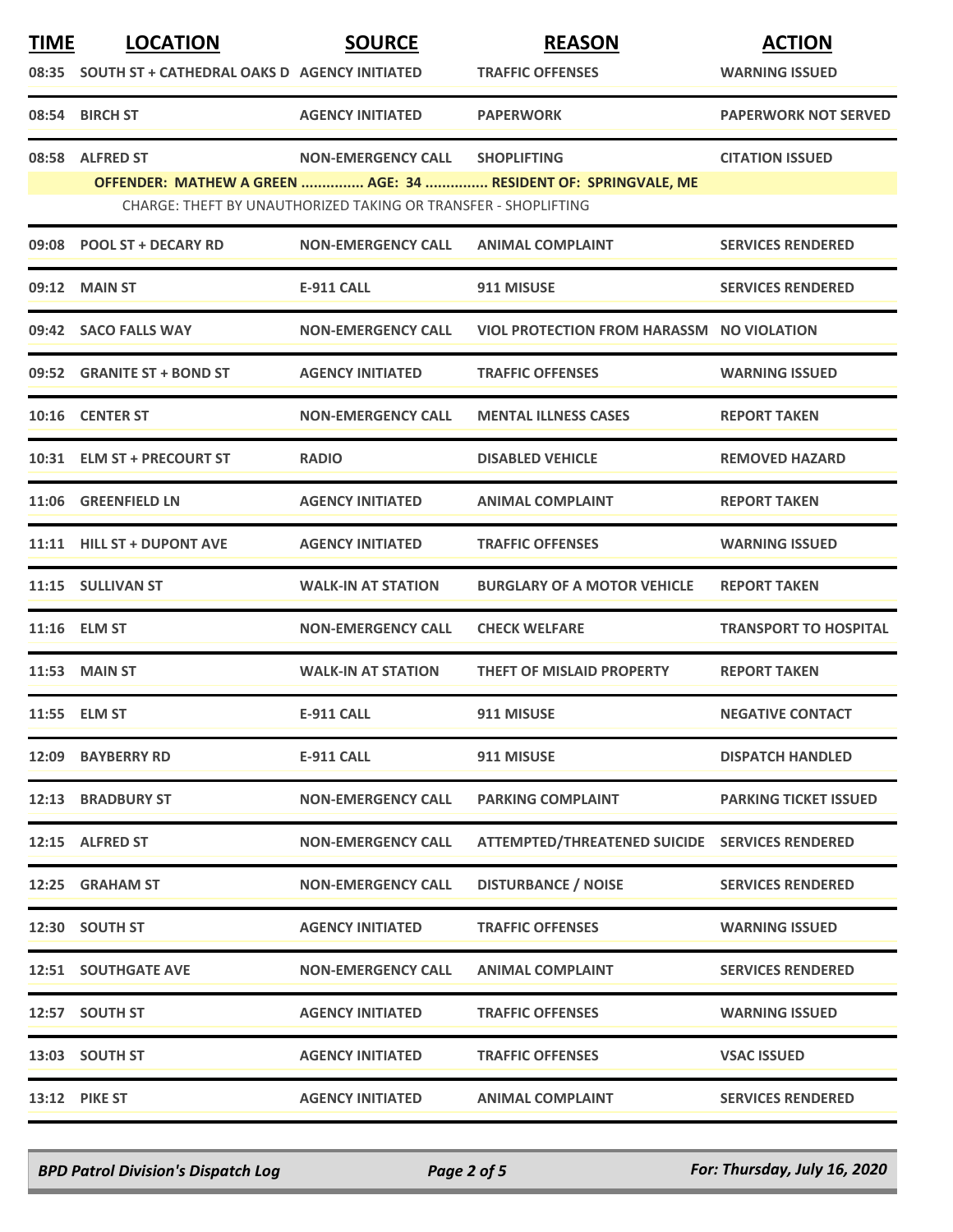| TIME | LOCATION | SOURCE | REASON | ACTION |
|---|---|---|---|---|
| 08:35 | SOUTH ST + CATHEDRAL OAKS D | AGENCY INITIATED | TRAFFIC OFFENSES | WARNING ISSUED |
| 08:54 | BIRCH ST | AGENCY INITIATED | PAPERWORK | PAPERWORK NOT SERVED |
| 08:58 | ALFRED ST | NON-EMERGENCY CALL | SHOPLIFTING | CITATION ISSUED |
| | **OFFENDER: MATHEW A GREEN ............... AGE: 34 ............... RESIDENT OF: SPRINGVALE, ME** | | | |
| | CHARGE: THEFT BY UNAUTHORIZED TAKING OR TRANSFER - SHOPLIFTING | | | |
| 09:08 | POOL ST + DECARY RD | NON-EMERGENCY CALL | ANIMAL COMPLAINT | SERVICES RENDERED |
| 09:12 | MAIN ST | E-911 CALL | 911 MISUSE | SERVICES RENDERED |
| 09:42 | SACO FALLS WAY | NON-EMERGENCY CALL | VIOL PROTECTION FROM HARASSM | NO VIOLATION |
| 09:52 | GRANITE ST + BOND ST | AGENCY INITIATED | TRAFFIC OFFENSES | WARNING ISSUED |
| 10:16 | CENTER ST | NON-EMERGENCY CALL | MENTAL ILLNESS CASES | REPORT TAKEN |
| 10:31 | ELM ST + PRECOURT ST | RADIO | DISABLED VEHICLE | REMOVED HAZARD |
| 11:06 | GREENFIELD LN | AGENCY INITIATED | ANIMAL COMPLAINT | REPORT TAKEN |
| 11:11 | HILL ST + DUPONT AVE | AGENCY INITIATED | TRAFFIC OFFENSES | WARNING ISSUED |
| 11:15 | SULLIVAN ST | WALK-IN AT STATION | BURGLARY OF A MOTOR VEHICLE | REPORT TAKEN |
| 11:16 | ELM ST | NON-EMERGENCY CALL | CHECK WELFARE | TRANSPORT TO HOSPITAL |
| 11:53 | MAIN ST | WALK-IN AT STATION | THEFT OF MISLAID PROPERTY | REPORT TAKEN |
| 11:55 | ELM ST | E-911 CALL | 911 MISUSE | NEGATIVE CONTACT |
| 12:09 | BAYBERRY RD | E-911 CALL | 911 MISUSE | DISPATCH HANDLED |
| 12:13 | BRADBURY ST | NON-EMERGENCY CALL | PARKING COMPLAINT | PARKING TICKET ISSUED |
| 12:15 | ALFRED ST | NON-EMERGENCY CALL | ATTEMPTED/THREATENED SUICIDE | SERVICES RENDERED |
| 12:25 | GRAHAM ST | NON-EMERGENCY CALL | DISTURBANCE / NOISE | SERVICES RENDERED |
| 12:30 | SOUTH ST | AGENCY INITIATED | TRAFFIC OFFENSES | WARNING ISSUED |
| 12:51 | SOUTHGATE AVE | NON-EMERGENCY CALL | ANIMAL COMPLAINT | SERVICES RENDERED |
| 12:57 | SOUTH ST | AGENCY INITIATED | TRAFFIC OFFENSES | WARNING ISSUED |
| 13:03 | SOUTH ST | AGENCY INITIATED | TRAFFIC OFFENSES | VSAC ISSUED |
| 13:12 | PIKE ST | AGENCY INITIATED | ANIMAL COMPLAINT | SERVICES RENDERED |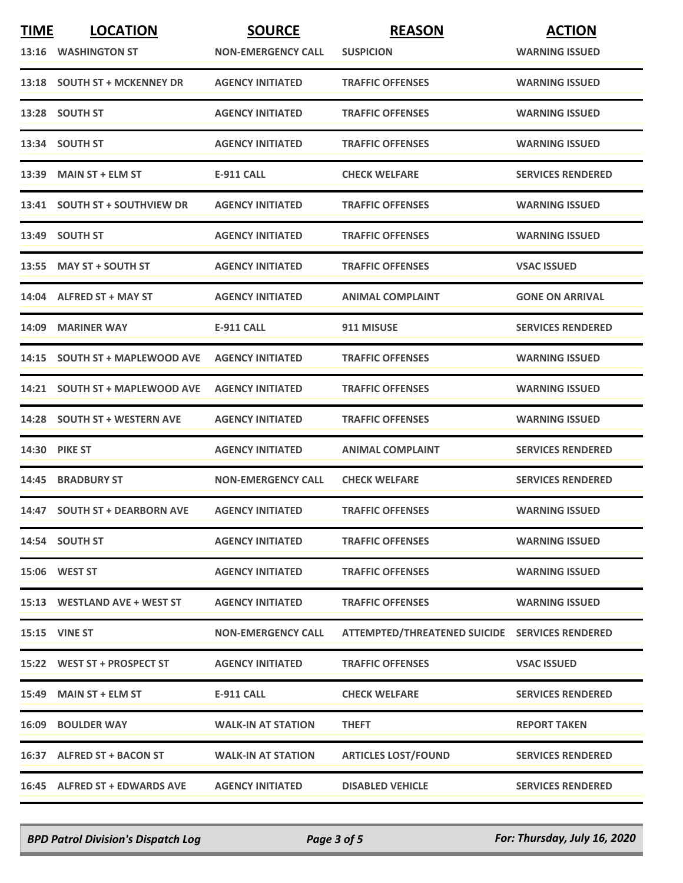| TIME | LOCATION | SOURCE | REASON | ACTION |
|---|---|---|---|---|
| 13:16 | WASHINGTON ST | NON-EMERGENCY CALL | SUSPICION | WARNING ISSUED |
| 13:18 | SOUTH ST + MCKENNEY DR | AGENCY INITIATED | TRAFFIC OFFENSES | WARNING ISSUED |
| 13:28 | SOUTH ST | AGENCY INITIATED | TRAFFIC OFFENSES | WARNING ISSUED |
| 13:34 | SOUTH ST | AGENCY INITIATED | TRAFFIC OFFENSES | WARNING ISSUED |
| 13:39 | MAIN ST + ELM ST | E-911 CALL | CHECK WELFARE | SERVICES RENDERED |
| 13:41 | SOUTH ST + SOUTHVIEW DR | AGENCY INITIATED | TRAFFIC OFFENSES | WARNING ISSUED |
| 13:49 | SOUTH ST | AGENCY INITIATED | TRAFFIC OFFENSES | WARNING ISSUED |
| 13:55 | MAY ST + SOUTH ST | AGENCY INITIATED | TRAFFIC OFFENSES | VSAC ISSUED |
| 14:04 | ALFRED ST + MAY ST | AGENCY INITIATED | ANIMAL COMPLAINT | GONE ON ARRIVAL |
| 14:09 | MARINER WAY | E-911 CALL | 911 MISUSE | SERVICES RENDERED |
| 14:15 | SOUTH ST + MAPLEWOOD AVE | AGENCY INITIATED | TRAFFIC OFFENSES | WARNING ISSUED |
| 14:21 | SOUTH ST + MAPLEWOOD AVE | AGENCY INITIATED | TRAFFIC OFFENSES | WARNING ISSUED |
| 14:28 | SOUTH ST + WESTERN AVE | AGENCY INITIATED | TRAFFIC OFFENSES | WARNING ISSUED |
| 14:30 | PIKE ST | AGENCY INITIATED | ANIMAL COMPLAINT | SERVICES RENDERED |
| 14:45 | BRADBURY ST | NON-EMERGENCY CALL | CHECK WELFARE | SERVICES RENDERED |
| 14:47 | SOUTH ST + DEARBORN AVE | AGENCY INITIATED | TRAFFIC OFFENSES | WARNING ISSUED |
| 14:54 | SOUTH ST | AGENCY INITIATED | TRAFFIC OFFENSES | WARNING ISSUED |
| 15:06 | WEST ST | AGENCY INITIATED | TRAFFIC OFFENSES | WARNING ISSUED |
| 15:13 | WESTLAND AVE + WEST ST | AGENCY INITIATED | TRAFFIC OFFENSES | WARNING ISSUED |
| 15:15 | VINE ST | NON-EMERGENCY CALL | ATTEMPTED/THREATENED SUICIDE | SERVICES RENDERED |
| 15:22 | WEST ST + PROSPECT ST | AGENCY INITIATED | TRAFFIC OFFENSES | VSAC ISSUED |
| 15:49 | MAIN ST + ELM ST | E-911 CALL | CHECK WELFARE | SERVICES RENDERED |
| 16:09 | BOULDER WAY | WALK-IN AT STATION | THEFT | REPORT TAKEN |
| 16:37 | ALFRED ST + BACON ST | WALK-IN AT STATION | ARTICLES LOST/FOUND | SERVICES RENDERED |
| 16:45 | ALFRED ST + EDWARDS AVE | AGENCY INITIATED | DISABLED VEHICLE | SERVICES RENDERED |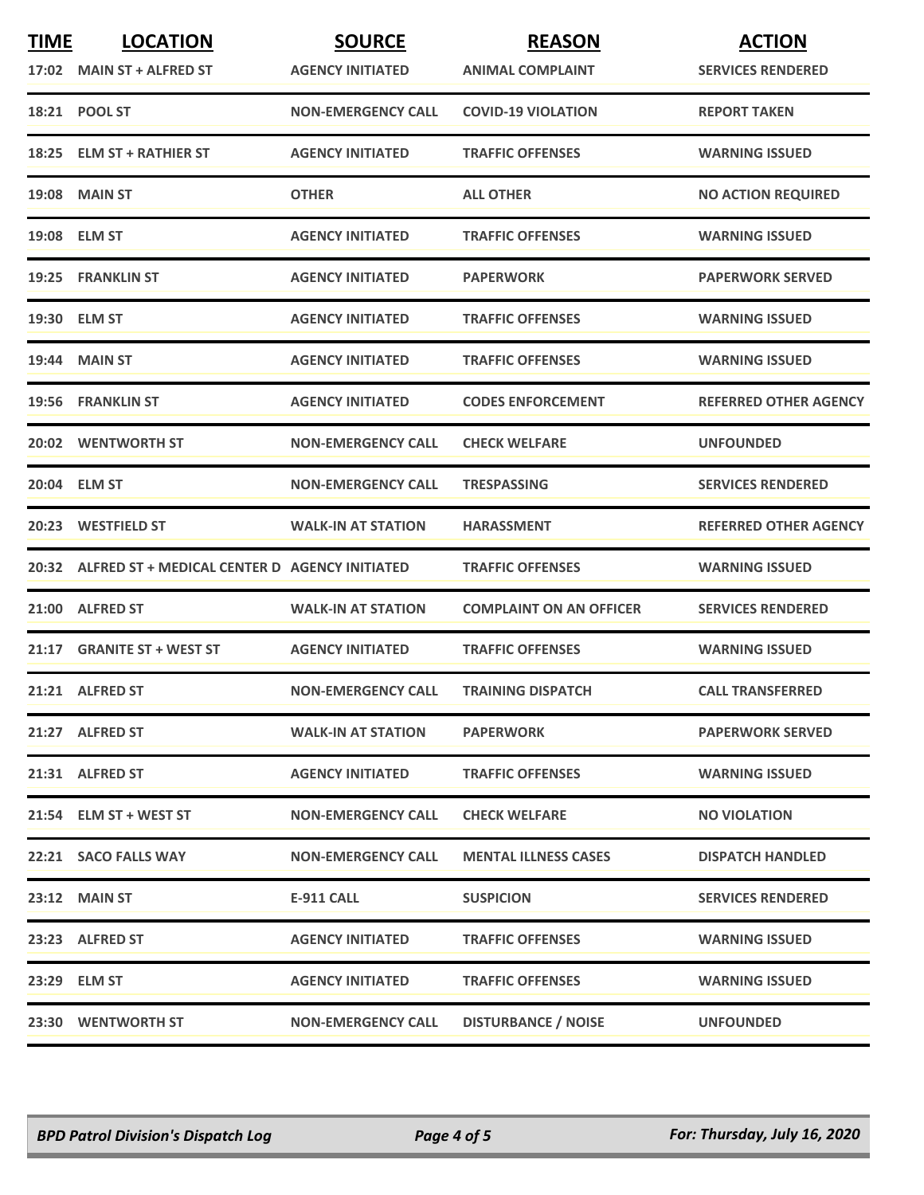| TIME | LOCATION | SOURCE | REASON | ACTION |
|---|---|---|---|---|
| 17:02 | MAIN ST + ALFRED ST | AGENCY INITIATED | ANIMAL COMPLAINT | SERVICES RENDERED |
| 18:21 | POOL ST | NON-EMERGENCY CALL | COVID-19 VIOLATION | REPORT TAKEN |
| 18:25 | ELM ST + RATHIER ST | AGENCY INITIATED | TRAFFIC OFFENSES | WARNING ISSUED |
| 19:08 | MAIN ST | OTHER | ALL OTHER | NO ACTION REQUIRED |
| 19:08 | ELM ST | AGENCY INITIATED | TRAFFIC OFFENSES | WARNING ISSUED |
| 19:25 | FRANKLIN ST | AGENCY INITIATED | PAPERWORK | PAPERWORK SERVED |
| 19:30 | ELM ST | AGENCY INITIATED | TRAFFIC OFFENSES | WARNING ISSUED |
| 19:44 | MAIN ST | AGENCY INITIATED | TRAFFIC OFFENSES | WARNING ISSUED |
| 19:56 | FRANKLIN ST | AGENCY INITIATED | CODES ENFORCEMENT | REFERRED OTHER AGENCY |
| 20:02 | WENTWORTH ST | NON-EMERGENCY CALL | CHECK WELFARE | UNFOUNDED |
| 20:04 | ELM ST | NON-EMERGENCY CALL | TRESPASSING | SERVICES RENDERED |
| 20:23 | WESTFIELD ST | WALK-IN AT STATION | HARASSMENT | REFERRED OTHER AGENCY |
| 20:32 | ALFRED ST + MEDICAL CENTER D | AGENCY INITIATED | TRAFFIC OFFENSES | WARNING ISSUED |
| 21:00 | ALFRED ST | WALK-IN AT STATION | COMPLAINT ON AN OFFICER | SERVICES RENDERED |
| 21:17 | GRANITE ST + WEST ST | AGENCY INITIATED | TRAFFIC OFFENSES | WARNING ISSUED |
| 21:21 | ALFRED ST | NON-EMERGENCY CALL | TRAINING DISPATCH | CALL TRANSFERRED |
| 21:27 | ALFRED ST | WALK-IN AT STATION | PAPERWORK | PAPERWORK SERVED |
| 21:31 | ALFRED ST | AGENCY INITIATED | TRAFFIC OFFENSES | WARNING ISSUED |
| 21:54 | ELM ST + WEST ST | NON-EMERGENCY CALL | CHECK WELFARE | NO VIOLATION |
| 22:21 | SACO FALLS WAY | NON-EMERGENCY CALL | MENTAL ILLNESS CASES | DISPATCH HANDLED |
| 23:12 | MAIN ST | E-911 CALL | SUSPICION | SERVICES RENDERED |
| 23:23 | ALFRED ST | AGENCY INITIATED | TRAFFIC OFFENSES | WARNING ISSUED |
| 23:29 | ELM ST | AGENCY INITIATED | TRAFFIC OFFENSES | WARNING ISSUED |
| 23:30 | WENTWORTH ST | NON-EMERGENCY CALL | DISTURBANCE / NOISE | UNFOUNDED |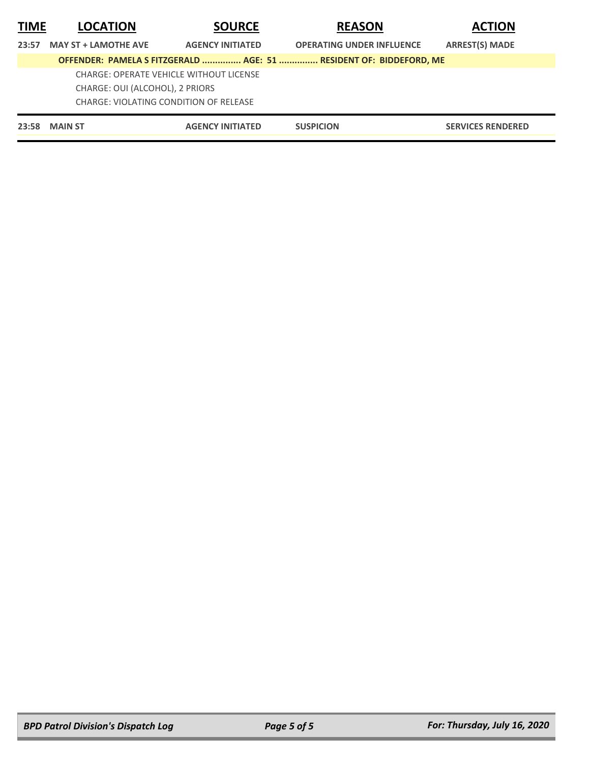| TIME | LOCATION | SOURCE | REASON | ACTION |
| --- | --- | --- | --- | --- |
| 23:57 | MAY ST + LAMOTHE AVE | AGENCY INITIATED | OPERATING UNDER INFLUENCE | ARREST(S) MADE |
| | OFFENDER: PAMELA S FITZGERALD ............... AGE: 51 ............... RESIDENT OF: BIDDEFORD, ME | | | |
| | CHARGE: OPERATE VEHICLE WITHOUT LICENSE | | | |
| | CHARGE: OUI (ALCOHOL), 2 PRIORS | | | |
| | CHARGE: VIOLATING CONDITION OF RELEASE | | | |
| 23:58 | MAIN ST | AGENCY INITIATED | SUSPICION | SERVICES RENDERED |